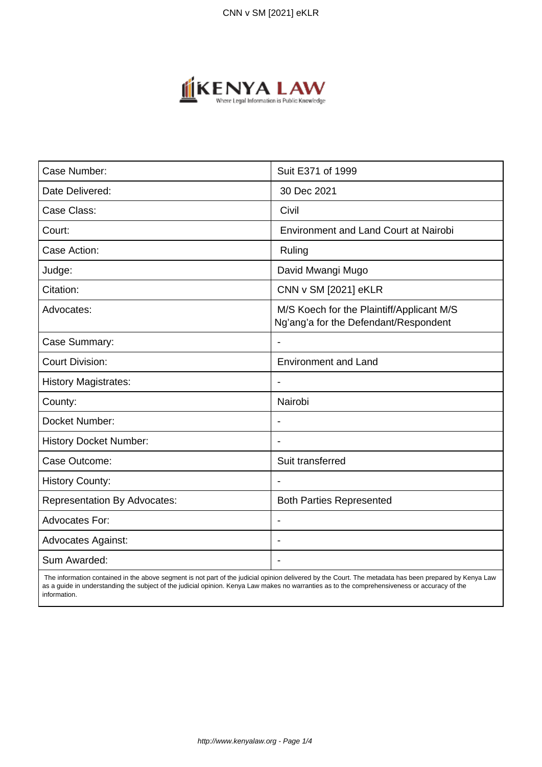| Case Number: | Suit E371 of 1999 |
|---|---|
| Date Delivered: | 30 Dec 2021 |
| Case Class: | Civil |
| Court: | Environment and Land Court at Nairobi |
| Case Action: | Ruling |
| Judge: | David Mwangi Mugo |
| Citation: | CNN v SM [2021] eKLR |
| Advocates: | M/S Koech for the Plaintiff/Applicant M/S Ng'ang'a for the Defendant/Respondent |
| Case Summary: | - |
| Court Division: | Environment and Land |
| History Magistrates: | - |
| County: | Nairobi |
| Docket Number: | - |
| History Docket Number: | - |
| Case Outcome: | Suit transferred |
| History County: | - |
| Representation By Advocates: | Both Parties Represented |
| Advocates For: | - |
| Advocates Against: | - |
| Sum Awarded: | - |

The information contained in the above segment is not part of the judicial opinion delivered by the Court. The metadata has been prepared by Kenya Law as a guide in understanding the subject of the judicial opinion. Kenya Law makes no warranties as to the comprehensiveness or accuracy of the information.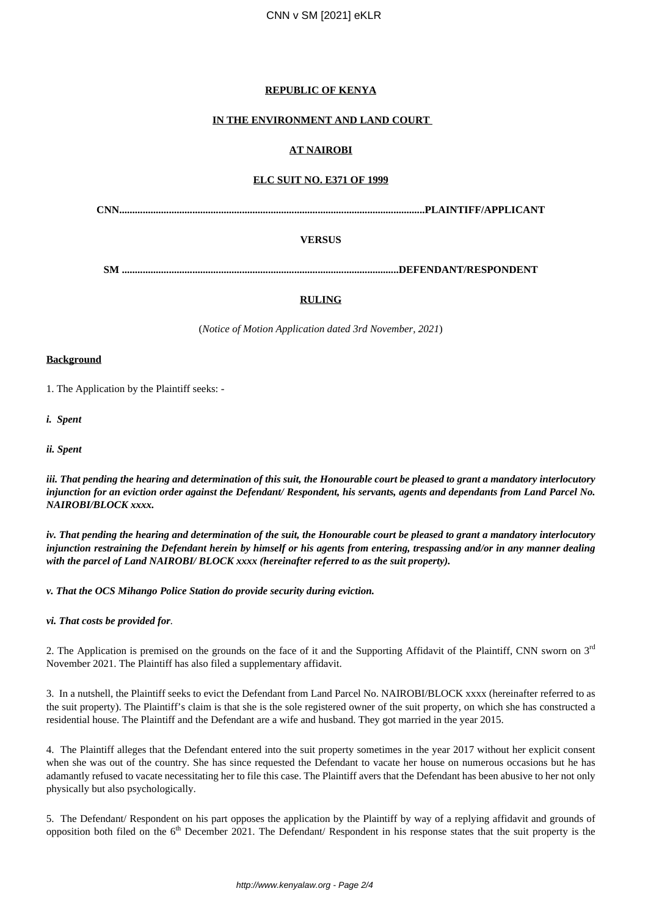**REPUBLIC OF KENYA**

**IN THE ENVIRONMENT AND LAND COURT**

**AT NAIROBI**

**ELC SUIT NO. E371 OF 1999**

**CNN.....................................................................................................................PLAINTIFF/APPLICANT**

**VERSUS**

**SM ..........................................................................................................DEFENDANT/RESPONDENT**

**RULING**

(*Notice of Motion Application dated 3rd November, 2021*)

**Background**

1. The Application by the Plaintiff seeks: -

***i. Spent***

***ii. Spent***

***iii. That pending the hearing and determination of this suit, the Honourable court be pleased to grant a mandatory interlocutory injunction for an eviction order against the Defendant/ Respondent, his servants, agents and dependants from Land Parcel No. NAIROBI/BLOCK xxxx.***

***iv. That pending the hearing and determination of the suit, the Honourable court be pleased to grant a mandatory interlocutory injunction restraining the Defendant herein by himself or his agents from entering, trespassing and/or in any manner dealing with the parcel of Land NAIROBI/ BLOCK xxxx (hereinafter referred to as the suit property).***

***v. That the OCS Mihango Police Station do provide security during eviction.***

***vi. That costs be provided for.***

2. The Application is premised on the grounds on the face of it and the Supporting Affidavit of the Plaintiff, CNN sworn on 3rd November 2021. The Plaintiff has also filed a supplementary affidavit.

3. In a nutshell, the Plaintiff seeks to evict the Defendant from Land Parcel No. NAIROBI/BLOCK xxxx (hereinafter referred to as the suit property). The Plaintiff's claim is that she is the sole registered owner of the suit property, on which she has constructed a residential house. The Plaintiff and the Defendant are a wife and husband. They got married in the year 2015.

4. The Plaintiff alleges that the Defendant entered into the suit property sometimes in the year 2017 without her explicit consent when she was out of the country. She has since requested the Defendant to vacate her house on numerous occasions but he has adamantly refused to vacate necessitating her to file this case. The Plaintiff avers that the Defendant has been abusive to her not only physically but also psychologically.

5. The Defendant/ Respondent on his part opposes the application by the Plaintiff by way of a replying affidavit and grounds of opposition both filed on the 6th December 2021. The Defendant/ Respondent in his response states that the suit property is the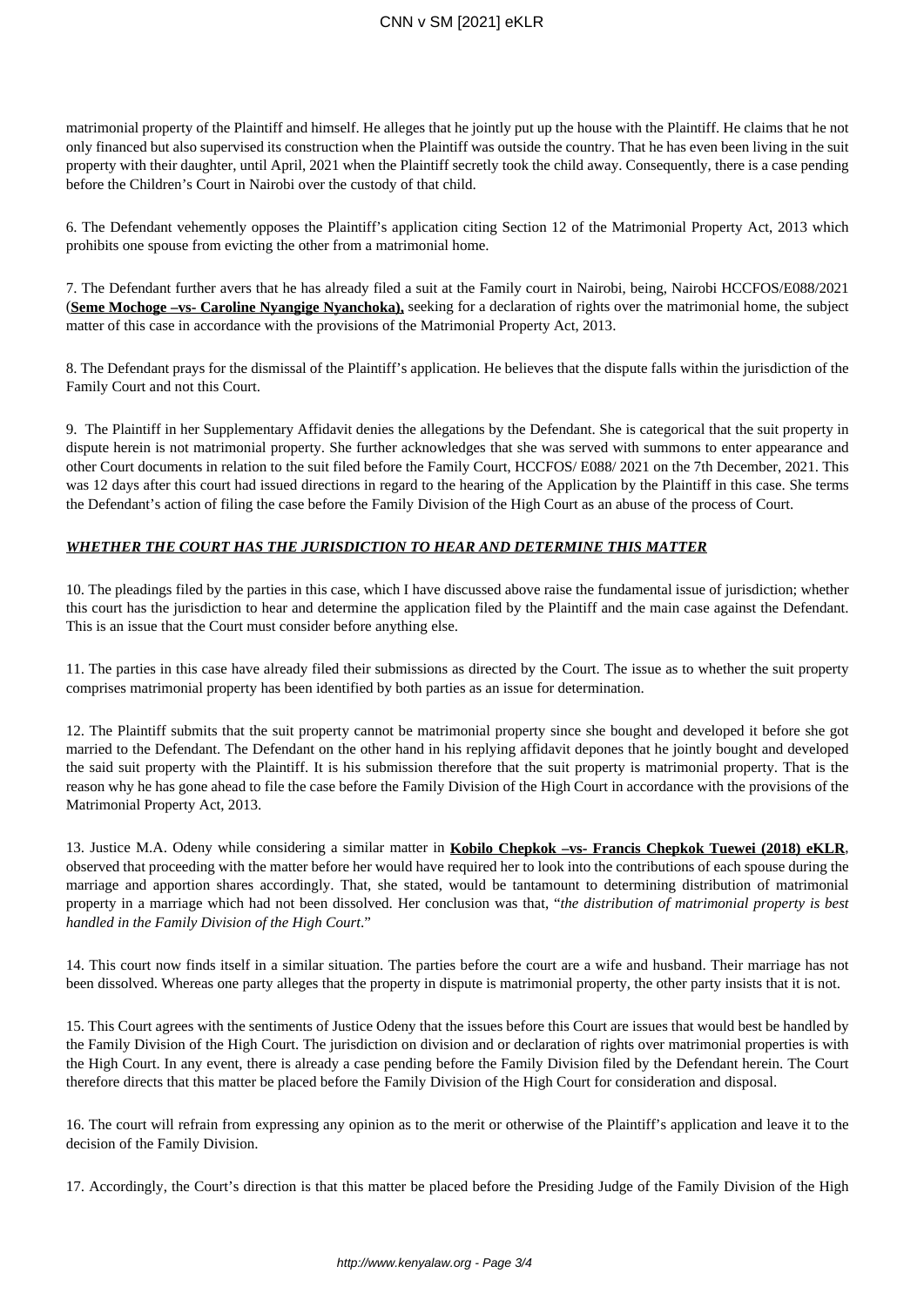matrimonial property of the Plaintiff and himself. He alleges that he jointly put up the house with the Plaintiff. He claims that he not only financed but also supervised its construction when the Plaintiff was outside the country. That he has even been living in the suit property with their daughter, until April, 2021 when the Plaintiff secretly took the child away. Consequently, there is a case pending before the Children's Court in Nairobi over the custody of that child.

6. The Defendant vehemently opposes the Plaintiff's application citing Section 12 of the Matrimonial Property Act, 2013 which prohibits one spouse from evicting the other from a matrimonial home.

7. The Defendant further avers that he has already filed a suit at the Family court in Nairobi, being, Nairobi HCCFOS/E088/2021 (**Seme Mochoge –vs- Caroline Nyangige Nyanchoka),** seeking for a declaration of rights over the matrimonial home, the subject matter of this case in accordance with the provisions of the Matrimonial Property Act, 2013.

8. The Defendant prays for the dismissal of the Plaintiff's application. He believes that the dispute falls within the jurisdiction of the Family Court and not this Court.

9. The Plaintiff in her Supplementary Affidavit denies the allegations by the Defendant. She is categorical that the suit property in dispute herein is not matrimonial property. She further acknowledges that she was served with summons to enter appearance and other Court documents in relation to the suit filed before the Family Court, HCCFOS/ E088/ 2021 on the 7th December, 2021. This was 12 days after this court had issued directions in regard to the hearing of the Application by the Plaintiff in this case. She terms the Defendant's action of filing the case before the Family Division of the High Court as an abuse of the process of Court.

***WHETHER THE COURT HAS THE JURISDICTION TO HEAR AND DETERMINE THIS MATTER***

10. The pleadings filed by the parties in this case, which I have discussed above raise the fundamental issue of jurisdiction; whether this court has the jurisdiction to hear and determine the application filed by the Plaintiff and the main case against the Defendant. This is an issue that the Court must consider before anything else.

11. The parties in this case have already filed their submissions as directed by the Court. The issue as to whether the suit property comprises matrimonial property has been identified by both parties as an issue for determination.

12. The Plaintiff submits that the suit property cannot be matrimonial property since she bought and developed it before she got married to the Defendant. The Defendant on the other hand in his replying affidavit depones that he jointly bought and developed the said suit property with the Plaintiff. It is his submission therefore that the suit property is matrimonial property. That is the reason why he has gone ahead to file the case before the Family Division of the High Court in accordance with the provisions of the Matrimonial Property Act, 2013.

13. Justice M.A. Odeny while considering a similar matter in **Kobilo Chepkok –vs- Francis Chepkok Tuewei (2018) eKLR**, observed that proceeding with the matter before her would have required her to look into the contributions of each spouse during the marriage and apportion shares accordingly. That, she stated, would be tantamount to determining distribution of matrimonial property in a marriage which had not been dissolved. Her conclusion was that, "*the distribution of matrimonial property is best handled in the Family Division of the High Court.*"

14. This court now finds itself in a similar situation. The parties before the court are a wife and husband. Their marriage has not been dissolved. Whereas one party alleges that the property in dispute is matrimonial property, the other party insists that it is not.

15. This Court agrees with the sentiments of Justice Odeny that the issues before this Court are issues that would best be handled by the Family Division of the High Court. The jurisdiction on division and or declaration of rights over matrimonial properties is with the High Court. In any event, there is already a case pending before the Family Division filed by the Defendant herein. The Court therefore directs that this matter be placed before the Family Division of the High Court for consideration and disposal.

16. The court will refrain from expressing any opinion as to the merit or otherwise of the Plaintiff's application and leave it to the decision of the Family Division.

17. Accordingly, the Court's direction is that this matter be placed before the Presiding Judge of the Family Division of the High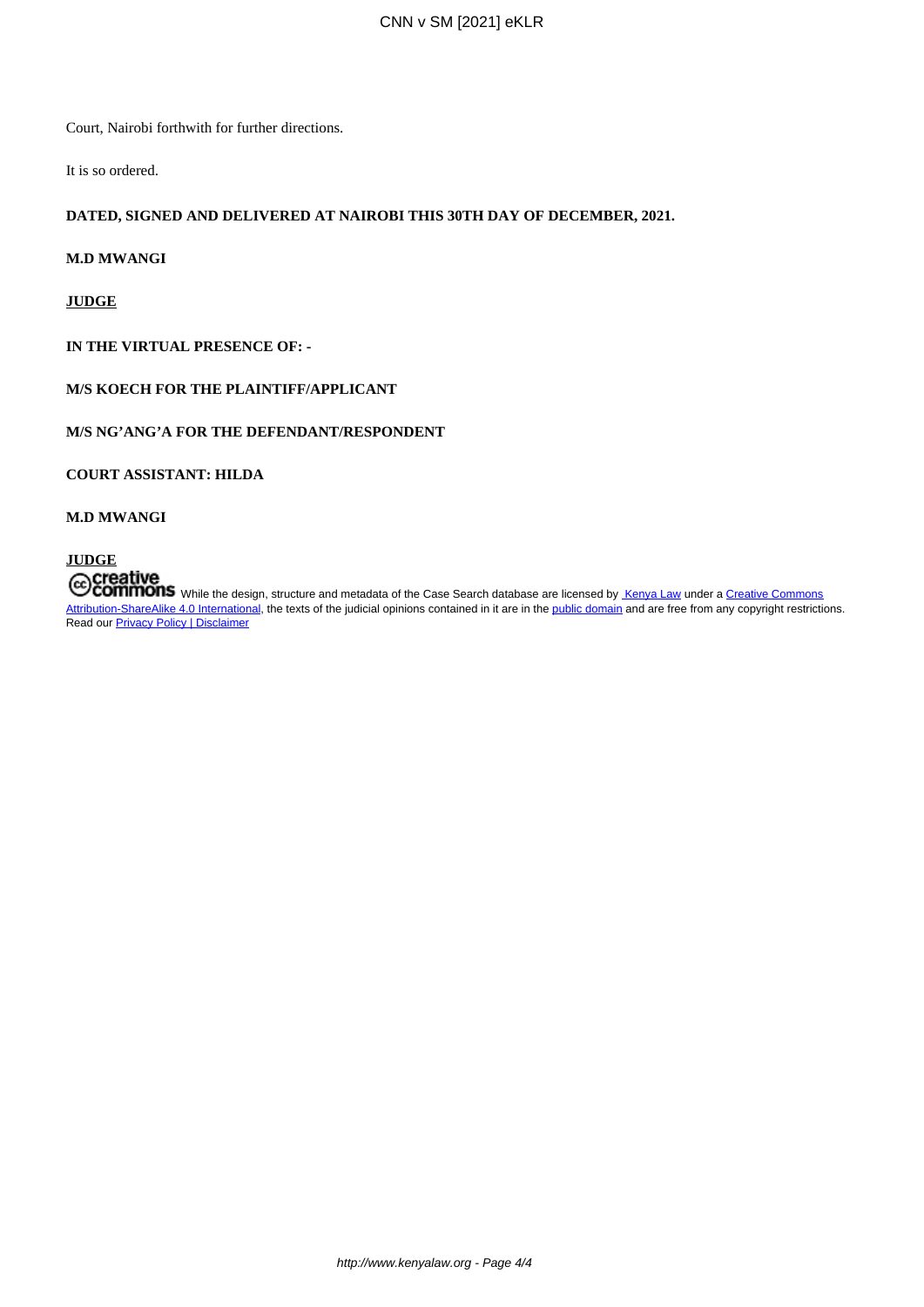Court, Nairobi forthwith for further directions.

It is so ordered.

**DATED, SIGNED AND DELIVERED AT NAIROBI THIS 30TH DAY OF DECEMBER, 2021.**

**M.D MWANGI**

**JUDGE**

**IN THE VIRTUAL PRESENCE OF: -**

**M/S KOECH FOR THE PLAINTIFF/APPLICANT**

**M/S NG'ANG'A FOR THE DEFENDANT/RESPONDENT**

**COURT ASSISTANT: HILDA**

**M.D MWANGI**

**JUDGE**

While the design, structure and metadata of the Case Search database are licensed by Kenya Law under a Creative Commons Attribution-ShareAlike 4.0 International, the texts of the judicial opinions contained in it are in the public domain and are free from any copyright restrictions. Read our Privacy Policy | Disclaimer